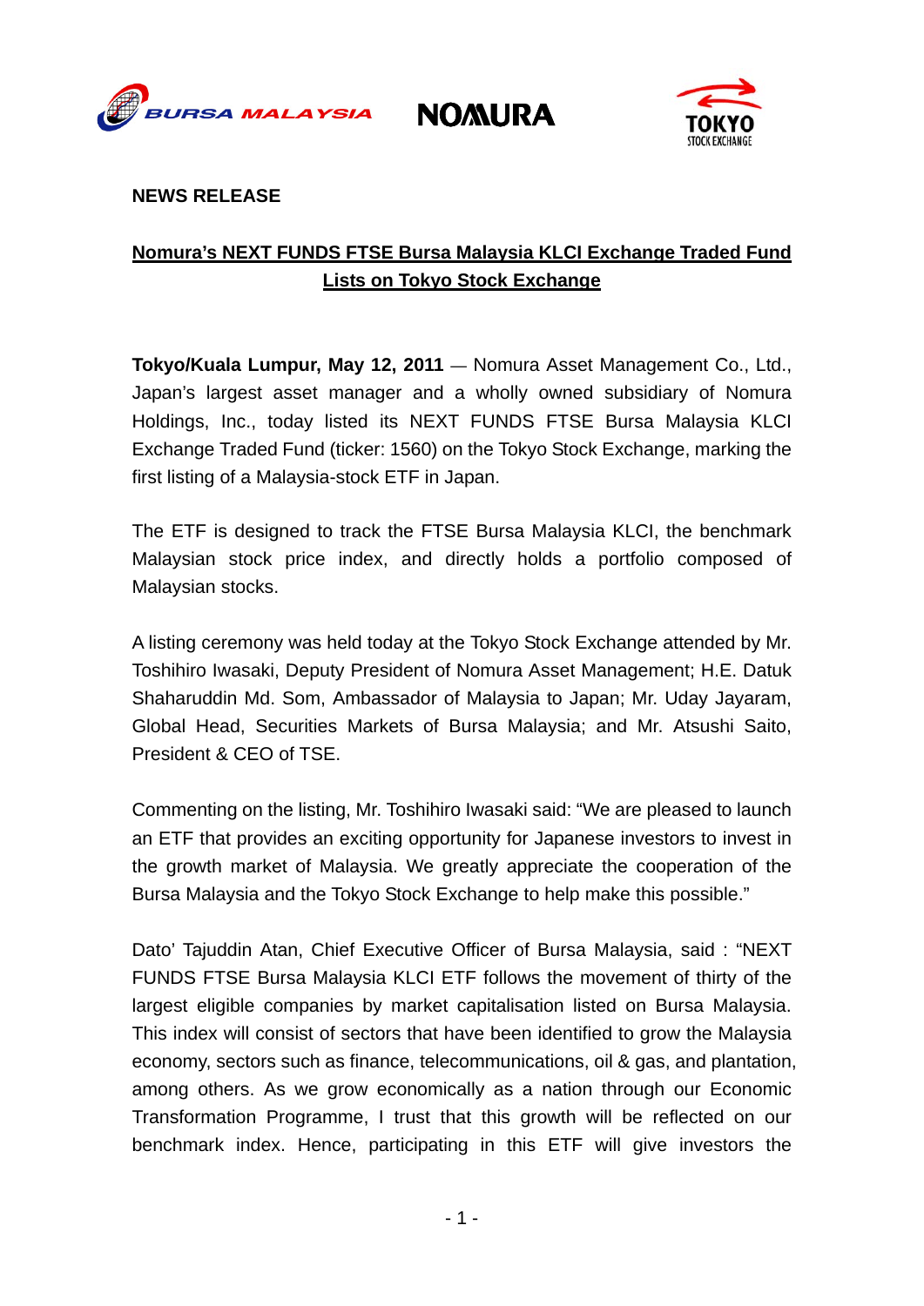BURSA MALAYSIA NOMURA TOKYO STOCK EXCHANGE

**NEWS RELEASE**

## Nomura's NEXT FUNDS FTSE Bursa Malaysia KLCI Exchange Traded Fund Lists on Tokyo Stock Exchange

**Tokyo/Kuala Lumpur, May 12, 2011** — Nomura Asset Management Co., Ltd., Japan's largest asset manager and a wholly owned subsidiary of Nomura Holdings, Inc., today listed its NEXT FUNDS FTSE Bursa Malaysia KLCI Exchange Traded Fund (ticker: 1560) on the Tokyo Stock Exchange, marking the first listing of a Malaysia-stock ETF in Japan.

The ETF is designed to track the FTSE Bursa Malaysia KLCI, the benchmark Malaysian stock price index, and directly holds a portfolio composed of Malaysian stocks.

A listing ceremony was held today at the Tokyo Stock Exchange attended by Mr. Toshihiro Iwasaki, Deputy President of Nomura Asset Management; H.E. Datuk Shaharuddin Md. Som, Ambassador of Malaysia to Japan; Mr. Uday Jayaram, Global Head, Securities Markets of Bursa Malaysia; and Mr. Atsushi Saito, President & CEO of TSE.

Commenting on the listing, Mr. Toshihiro Iwasaki said: "We are pleased to launch an ETF that provides an exciting opportunity for Japanese investors to invest in the growth market of Malaysia. We greatly appreciate the cooperation of the Bursa Malaysia and the Tokyo Stock Exchange to help make this possible."

Dato' Tajuddin Atan, Chief Executive Officer of Bursa Malaysia, said : "NEXT FUNDS FTSE Bursa Malaysia KLCI ETF follows the movement of thirty of the largest eligible companies by market capitalisation listed on Bursa Malaysia. This index will consist of sectors that have been identified to grow the Malaysia economy, sectors such as finance, telecommunications, oil & gas, and plantation, among others. As we grow economically as a nation through our Economic Transformation Programme, I trust that this growth will be reflected on our benchmark index. Hence, participating in this ETF will give investors the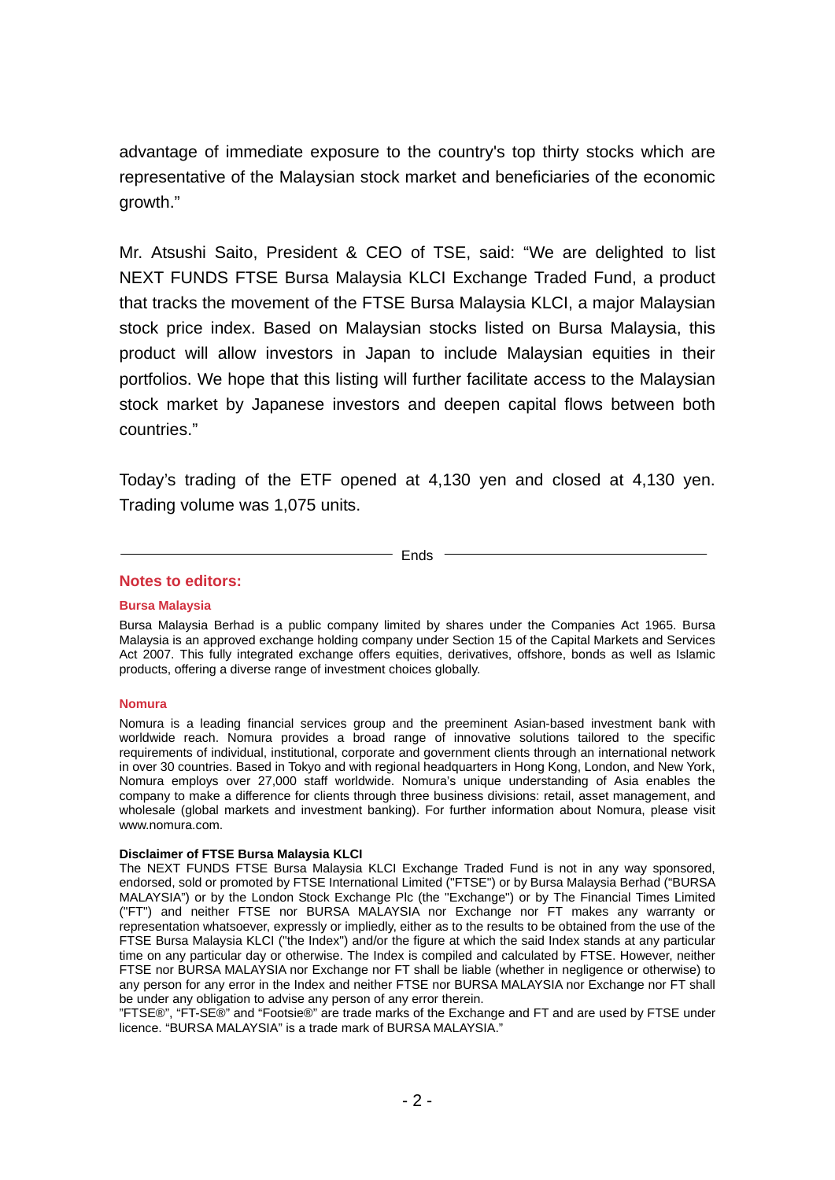advantage of immediate exposure to the country's top thirty stocks which are representative of the Malaysian stock market and beneficiaries of the economic growth."

Mr. Atsushi Saito, President & CEO of TSE, said: "We are delighted to list NEXT FUNDS FTSE Bursa Malaysia KLCI Exchange Traded Fund, a product that tracks the movement of the FTSE Bursa Malaysia KLCI, a major Malaysian stock price index. Based on Malaysian stocks listed on Bursa Malaysia, this product will allow investors in Japan to include Malaysian equities in their portfolios. We hope that this listing will further facilitate access to the Malaysian stock market by Japanese investors and deepen capital flows between both countries."

Today's trading of the ETF opened at 4,130 yen and closed at 4,130 yen. Trading volume was 1,075 units.

Ends

## Notes to editors:

### Bursa Malaysia

Bursa Malaysia Berhad is a public company limited by shares under the Companies Act 1965. Bursa Malaysia is an approved exchange holding company under Section 15 of the Capital Markets and Services Act 2007. This fully integrated exchange offers equities, derivatives, offshore, bonds as well as Islamic products, offering a diverse range of investment choices globally.

### Nomura

Nomura is a leading financial services group and the preeminent Asian-based investment bank with worldwide reach. Nomura provides a broad range of innovative solutions tailored to the specific requirements of individual, institutional, corporate and government clients through an international network in over 30 countries. Based in Tokyo and with regional headquarters in Hong Kong, London, and New York, Nomura employs over 27,000 staff worldwide. Nomura's unique understanding of Asia enables the company to make a difference for clients through three business divisions: retail, asset management, and wholesale (global markets and investment banking). For further information about Nomura, please visit www.nomura.com.

**Disclaimer of FTSE Bursa Malaysia KLCI**

The NEXT FUNDS FTSE Bursa Malaysia KLCI Exchange Traded Fund is not in any way sponsored, endorsed, sold or promoted by FTSE International Limited ("FTSE") or by Bursa Malaysia Berhad ("BURSA MALAYSIA") or by the London Stock Exchange Plc (the "Exchange") or by The Financial Times Limited ("FT") and neither FTSE nor BURSA MALAYSIA nor Exchange nor FT makes any warranty or representation whatsoever, expressly or impliedly, either as to the results to be obtained from the use of the FTSE Bursa Malaysia KLCI ("the Index") and/or the figure at which the said Index stands at any particular time on any particular day or otherwise. The Index is compiled and calculated by FTSE. However, neither FTSE nor BURSA MALAYSIA nor Exchange nor FT shall be liable (whether in negligence or otherwise) to any person for any error in the Index and neither FTSE nor BURSA MALAYSIA nor Exchange nor FT shall be under any obligation to advise any person of any error therein.

"FTSE®", "FT-SE®" and "Footsie®" are trade marks of the Exchange and FT and are used by FTSE under licence. "BURSA MALAYSIA" is a trade mark of BURSA MALAYSIA."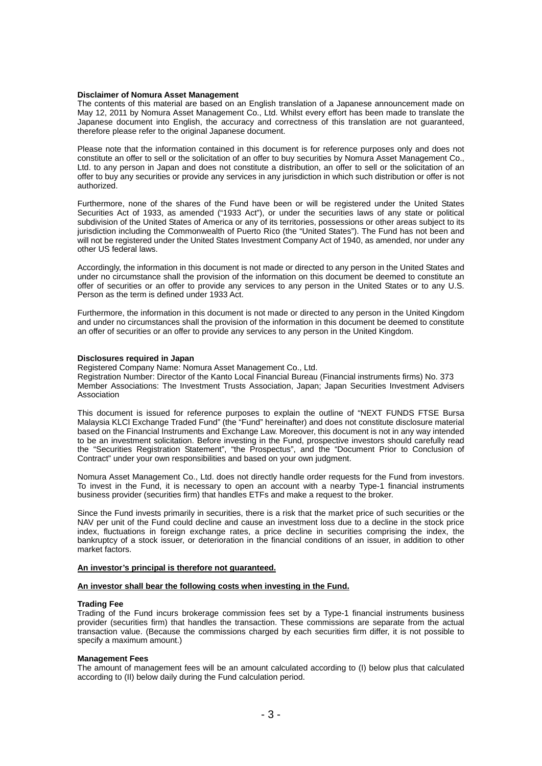**Disclaimer of Nomura Asset Management**

The contents of this material are based on an English translation of a Japanese announcement made on May 12, 2011 by Nomura Asset Management Co., Ltd. Whilst every effort has been made to translate the Japanese document into English, the accuracy and correctness of this translation are not guaranteed, therefore please refer to the original Japanese document.

Please note that the information contained in this document is for reference purposes only and does not constitute an offer to sell or the solicitation of an offer to buy securities by Nomura Asset Management Co., Ltd. to any person in Japan and does not constitute a distribution, an offer to sell or the solicitation of an offer to buy any securities or provide any services in any jurisdiction in which such distribution or offer is not authorized.

Furthermore, none of the shares of the Fund have been or will be registered under the United States Securities Act of 1933, as amended ("1933 Act"), or under the securities laws of any state or political subdivision of the United States of America or any of its territories, possessions or other areas subject to its jurisdiction including the Commonwealth of Puerto Rico (the "United States"). The Fund has not been and will not be registered under the United States Investment Company Act of 1940, as amended, nor under any other US federal laws.

Accordingly, the information in this document is not made or directed to any person in the United States and under no circumstance shall the provision of the information on this document be deemed to constitute an offer of securities or an offer to provide any services to any person in the United States or to any U.S. Person as the term is defined under 1933 Act.

Furthermore, the information in this document is not made or directed to any person in the United Kingdom and under no circumstances shall the provision of the information in this document be deemed to constitute an offer of securities or an offer to provide any services to any person in the United Kingdom.

**Disclosures required in Japan**

Registered Company Name: Nomura Asset Management Co., Ltd.
Registration Number: Director of the Kanto Local Financial Bureau (Financial instruments firms) No. 373
Member Associations: The Investment Trusts Association, Japan; Japan Securities Investment Advisers Association

This document is issued for reference purposes to explain the outline of "NEXT FUNDS FTSE Bursa Malaysia KLCI Exchange Traded Fund" (the "Fund" hereinafter) and does not constitute disclosure material based on the Financial Instruments and Exchange Law. Moreover, this document is not in any way intended to be an investment solicitation. Before investing in the Fund, prospective investors should carefully read the "Securities Registration Statement", "the Prospectus", and the "Document Prior to Conclusion of Contract" under your own responsibilities and based on your own judgment.

Nomura Asset Management Co., Ltd. does not directly handle order requests for the Fund from investors. To invest in the Fund, it is necessary to open an account with a nearby Type-1 financial instruments business provider (securities firm) that handles ETFs and make a request to the broker.

Since the Fund invests primarily in securities, there is a risk that the market price of such securities or the NAV per unit of the Fund could decline and cause an investment loss due to a decline in the stock price index, fluctuations in foreign exchange rates, a price decline in securities comprising the index, the bankruptcy of a stock issuer, or deterioration in the financial conditions of an issuer, in addition to other market factors.

**An investor's principal is therefore not guaranteed.**

**An investor shall bear the following costs when investing in the Fund.**

**Trading Fee**

Trading of the Fund incurs brokerage commission fees set by a Type-1 financial instruments business provider (securities firm) that handles the transaction. These commissions are separate from the actual transaction value. (Because the commissions charged by each securities firm differ, it is not possible to specify a maximum amount.)

**Management Fees**

The amount of management fees will be an amount calculated according to (I) below plus that calculated according to (II) below daily during the Fund calculation period.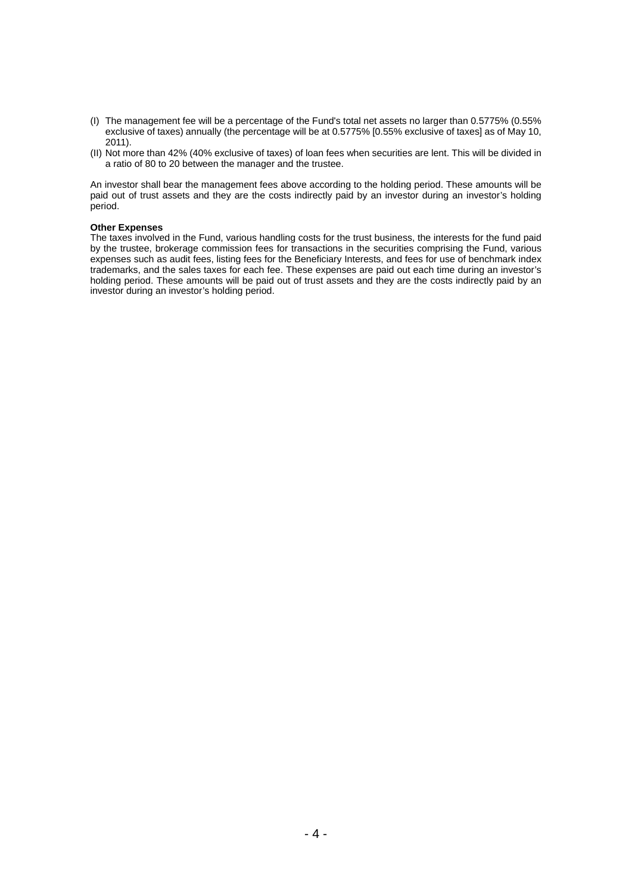(I) The management fee will be a percentage of the Fund's total net assets no larger than 0.5775% (0.55% exclusive of taxes) annually (the percentage will be at 0.5775% [0.55% exclusive of taxes] as of May 10, 2011).
(II) Not more than 42% (40% exclusive of taxes) of loan fees when securities are lent. This will be divided in a ratio of 80 to 20 between the manager and the trustee.

An investor shall bear the management fees above according to the holding period. These amounts will be paid out of trust assets and they are the costs indirectly paid by an investor during an investor's holding period.

**Other Expenses**

The taxes involved in the Fund, various handling costs for the trust business, the interests for the fund paid by the trustee, brokerage commission fees for transactions in the securities comprising the Fund, various expenses such as audit fees, listing fees for the Beneficiary Interests, and fees for use of benchmark index trademarks, and the sales taxes for each fee. These expenses are paid out each time during an investor's holding period. These amounts will be paid out of trust assets and they are the costs indirectly paid by an investor during an investor's holding period.